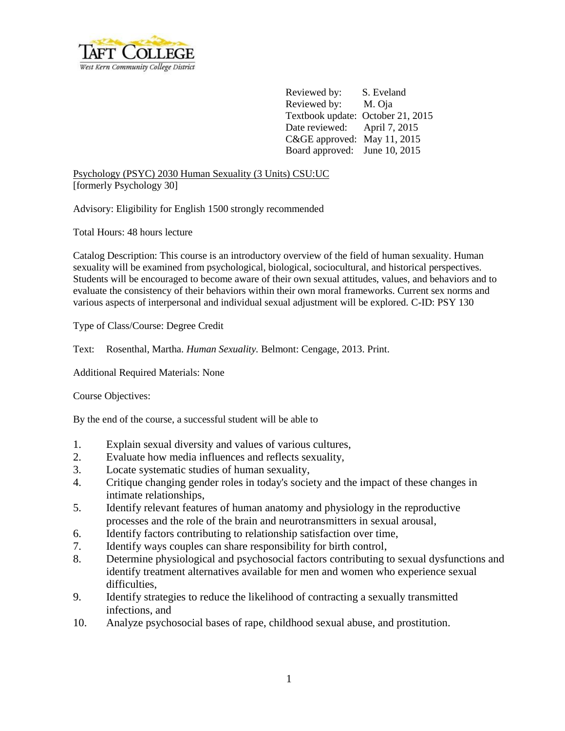TAFT COLLEGE
West Kern Community College District

Reviewed by: S. Eveland
Reviewed by: M. Oja
Textbook update: October 21, 2015
Date reviewed: April 7, 2015
C&GE approved: May 11, 2015
Board approved: June 10, 2015

Psychology (PSYC) 2030 Human Sexuality (3 Units) CSU:UC
[formerly Psychology 30]

Advisory: Eligibility for English 1500 strongly recommended

Total Hours: 48 hours lecture

Catalog Description: This course is an introductory overview of the field of human sexuality. Human sexuality will be examined from psychological, biological, sociocultural, and historical perspectives. Students will be encouraged to become aware of their own sexual attitudes, values, and behaviors and to evaluate the consistency of their behaviors within their own moral frameworks. Current sex norms and various aspects of interpersonal and individual sexual adjustment will be explored. C-ID: PSY 130

Type of Class/Course: Degree Credit

Text: Rosenthal, Martha. *Human Sexuality.* Belmont: Cengage, 2013. Print.

Additional Required Materials: None

Course Objectives:

By the end of the course, a successful student will be able to

1. Explain sexual diversity and values of various cultures,
2. Evaluate how media influences and reflects sexuality,
3. Locate systematic studies of human sexuality,
4. Critique changing gender roles in today's society and the impact of these changes in intimate relationships,
5. Identify relevant features of human anatomy and physiology in the reproductive processes and the role of the brain and neurotransmitters in sexual arousal,
6. Identify factors contributing to relationship satisfaction over time,
7. Identify ways couples can share responsibility for birth control,
8. Determine physiological and psychosocial factors contributing to sexual dysfunctions and identify treatment alternatives available for men and women who experience sexual difficulties,
9. Identify strategies to reduce the likelihood of contracting a sexually transmitted infections, and
10. Analyze psychosocial bases of rape, childhood sexual abuse, and prostitution.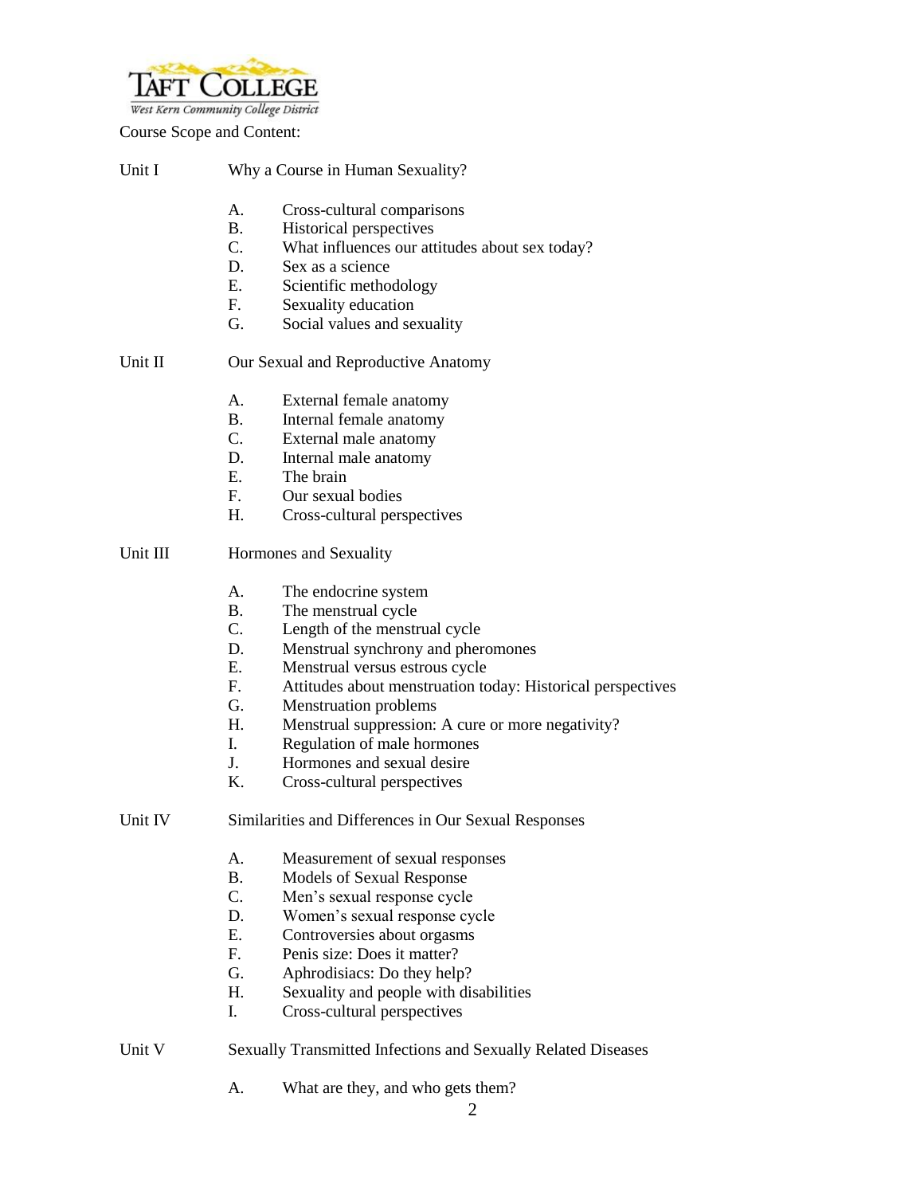Course Scope and Content:

Unit I Why a Course in Human Sexuality?

A. Cross-cultural comparisons
B. Historical perspectives
C. What influences our attitudes about sex today?
D. Sex as a science
E. Scientific methodology
F. Sexuality education
G. Social values and sexuality

Unit II Our Sexual and Reproductive Anatomy

A. External female anatomy
B. Internal female anatomy
C. External male anatomy
D. Internal male anatomy
E. The brain
F. Our sexual bodies
H. Cross-cultural perspectives

Unit III Hormones and Sexuality

A. The endocrine system
B. The menstrual cycle
C. Length of the menstrual cycle
D. Menstrual synchrony and pheromones
E. Menstrual versus estrous cycle
F. Attitudes about menstruation today: Historical perspectives
G. Menstruation problems
H. Menstrual suppression: A cure or more negativity?
I. Regulation of male hormones
J. Hormones and sexual desire
K. Cross-cultural perspectives

Unit IV Similarities and Differences in Our Sexual Responses

A. Measurement of sexual responses
B. Models of Sexual Response
C. Men's sexual response cycle
D. Women's sexual response cycle
E. Controversies about orgasms
F. Penis size: Does it matter?
G. Aphrodisiacs: Do they help?
H. Sexuality and people with disabilities
I. Cross-cultural perspectives

Unit V Sexually Transmitted Infections and Sexually Related Diseases

A. What are they, and who gets them?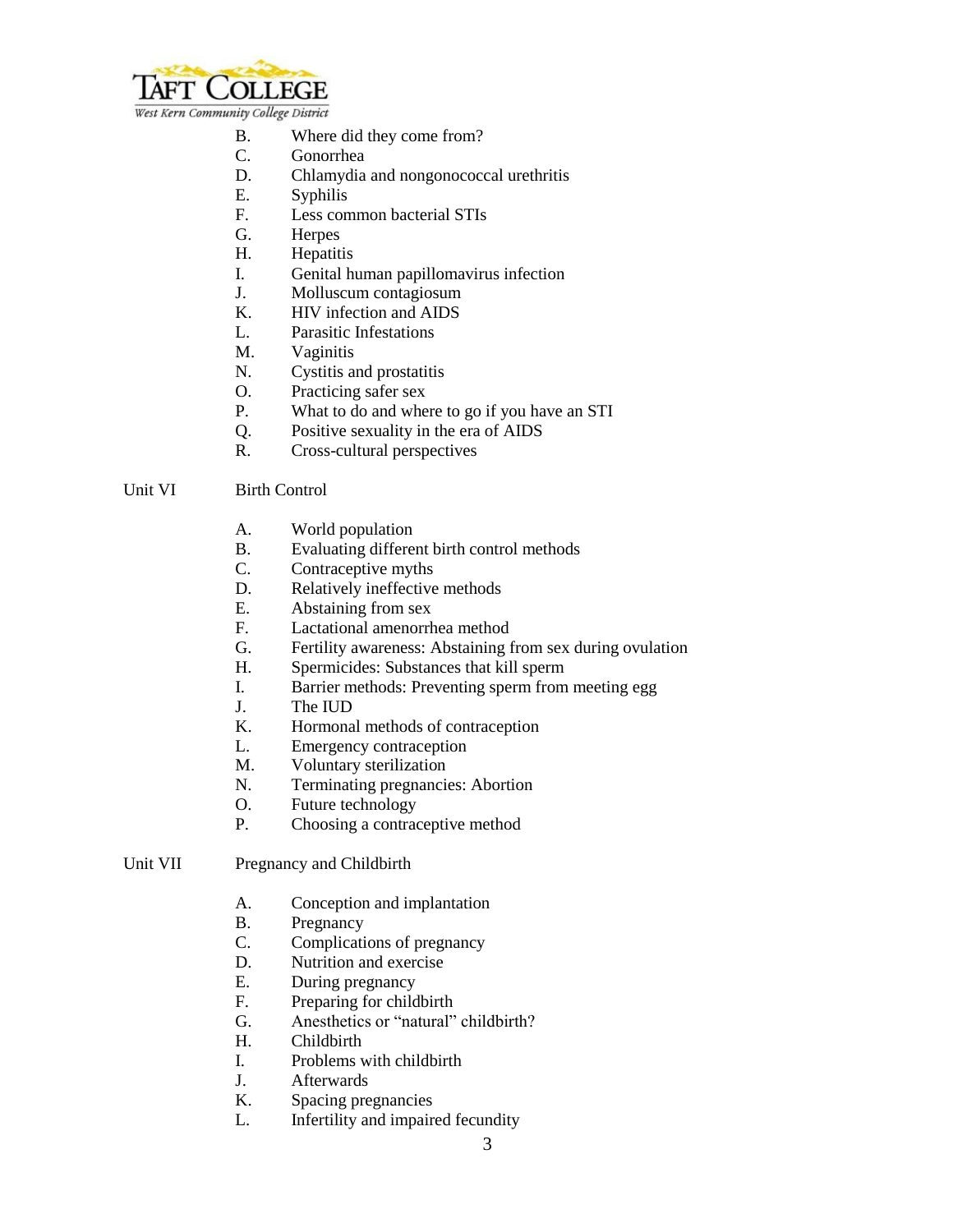- B. Where did they come from?
- C. Gonorrhea
- D. Chlamydia and nongonococcal urethritis
- E. Syphilis
- F. Less common bacterial STIs
- G. Herpes
- H. Hepatitis
- I. Genital human papillomavirus infection
- J. Molluscum contagiosum
- K. HIV infection and AIDS
- L. Parasitic Infestations
- M. Vaginitis
- N. Cystitis and prostatitis
- O. Practicing safer sex
- P. What to do and where to go if you have an STI
- Q. Positive sexuality in the era of AIDS
- R. Cross-cultural perspectives

Unit VI Birth Control

- A. World population
- B. Evaluating different birth control methods
- C. Contraceptive myths
- D. Relatively ineffective methods
- E. Abstaining from sex
- F. Lactational amenorrhea method
- G. Fertility awareness: Abstaining from sex during ovulation
- H. Spermicides: Substances that kill sperm
- I. Barrier methods: Preventing sperm from meeting egg
- J. The IUD
- K. Hormonal methods of contraception
- L. Emergency contraception
- M. Voluntary sterilization
- N. Terminating pregnancies: Abortion
- O. Future technology
- P. Choosing a contraceptive method

Unit VII Pregnancy and Childbirth

- A. Conception and implantation
- B. Pregnancy
- C. Complications of pregnancy
- D. Nutrition and exercise
- E. During pregnancy
- F. Preparing for childbirth
- G. Anesthetics or "natural" childbirth?
- H. Childbirth
- I. Problems with childbirth
- J. Afterwards
- K. Spacing pregnancies
- L. Infertility and impaired fecundity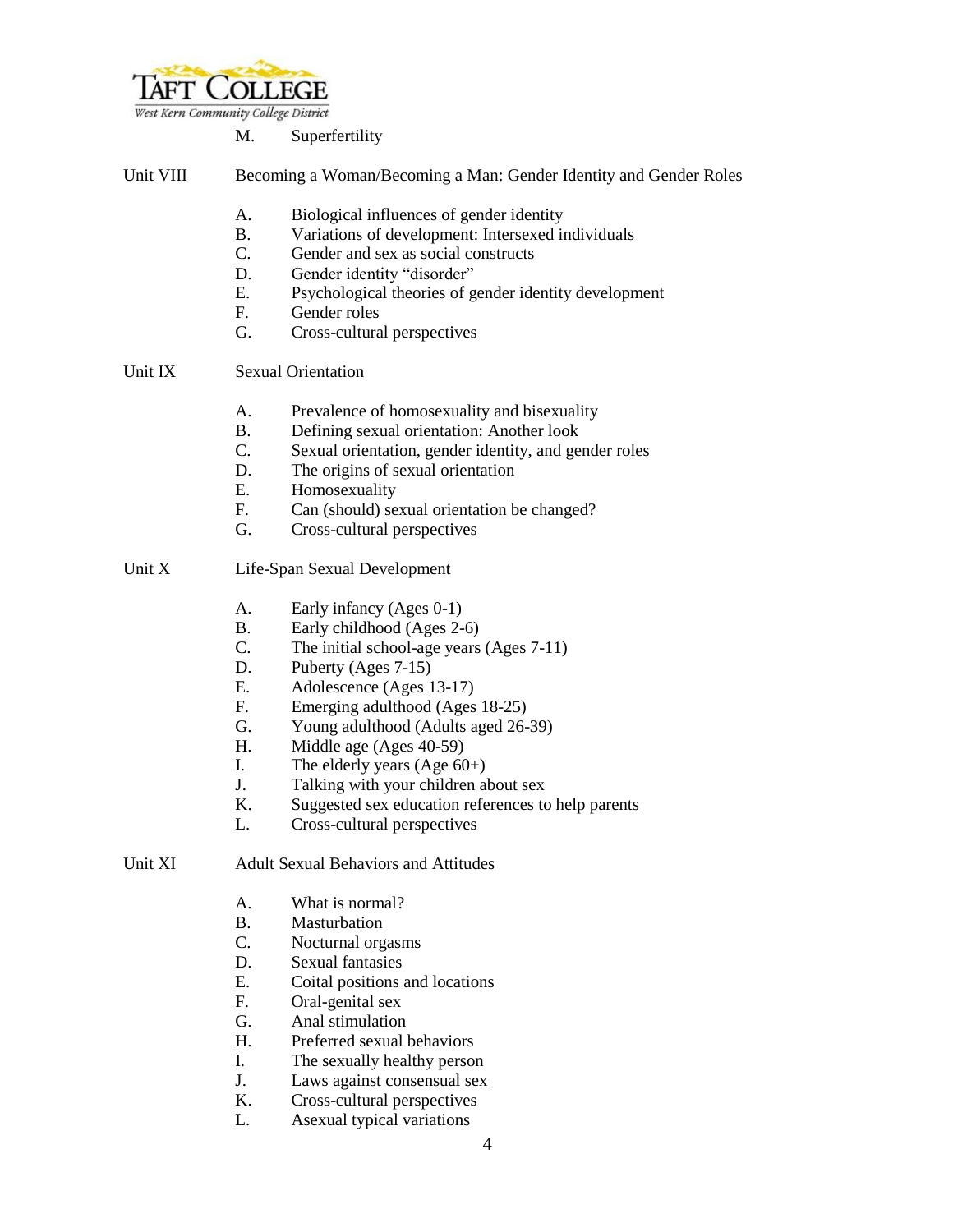M. Superfertility

Unit VIII Becoming a Woman/Becoming a Man: Gender Identity and Gender Roles

A. Biological influences of gender identity
B. Variations of development: Intersexed individuals
C. Gender and sex as social constructs
D. Gender identity "disorder"
E. Psychological theories of gender identity development
F. Gender roles
G. Cross-cultural perspectives

Unit IX Sexual Orientation

A. Prevalence of homosexuality and bisexuality
B. Defining sexual orientation: Another look
C. Sexual orientation, gender identity, and gender roles
D. The origins of sexual orientation
E. Homosexuality
F. Can (should) sexual orientation be changed?
G. Cross-cultural perspectives

Unit X Life-Span Sexual Development

A. Early infancy (Ages 0-1)
B. Early childhood (Ages 2-6)
C. The initial school-age years (Ages 7-11)
D. Puberty (Ages 7-15)
E. Adolescence (Ages 13-17)
F. Emerging adulthood (Ages 18-25)
G. Young adulthood (Adults aged 26-39)
H. Middle age (Ages 40-59)
I. The elderly years (Age 60+)
J. Talking with your children about sex
K. Suggested sex education references to help parents
L. Cross-cultural perspectives

Unit XI Adult Sexual Behaviors and Attitudes

A. What is normal?
B. Masturbation
C. Nocturnal orgasms
D. Sexual fantasies
E. Coital positions and locations
F. Oral-genital sex
G. Anal stimulation
H. Preferred sexual behaviors
I. The sexually healthy person
J. Laws against consensual sex
K. Cross-cultural perspectives
L. Asexual typical variations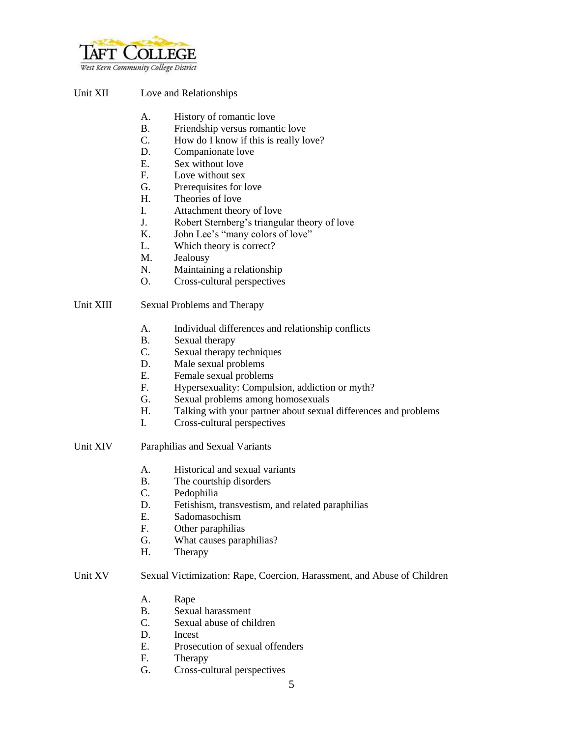Unit XII Love and Relationships

A. History of romantic love
B. Friendship versus romantic love
C. How do I know if this is really love?
D. Companionate love
E. Sex without love
F. Love without sex
G. Prerequisites for love
H. Theories of love
I. Attachment theory of love
J. Robert Sternberg's triangular theory of love
K. John Lee's "many colors of love"
L. Which theory is correct?
M. Jealousy
N. Maintaining a relationship
O. Cross-cultural perspectives

Unit XIII Sexual Problems and Therapy

A. Individual differences and relationship conflicts
B. Sexual therapy
C. Sexual therapy techniques
D. Male sexual problems
E. Female sexual problems
F. Hypersexuality: Compulsion, addiction or myth?
G. Sexual problems among homosexuals
H. Talking with your partner about sexual differences and problems
I. Cross-cultural perspectives

Unit XIV Paraphilias and Sexual Variants

A. Historical and sexual variants
B. The courtship disorders
C. Pedophilia
D. Fetishism, transvestism, and related paraphilias
E. Sadomasochism
F. Other paraphilias
G. What causes paraphilias?
H. Therapy

Unit XV Sexual Victimization: Rape, Coercion, Harassment, and Abuse of Children

A. Rape
B. Sexual harassment
C. Sexual abuse of children
D. Incest
E. Prosecution of sexual offenders
F. Therapy
G. Cross-cultural perspectives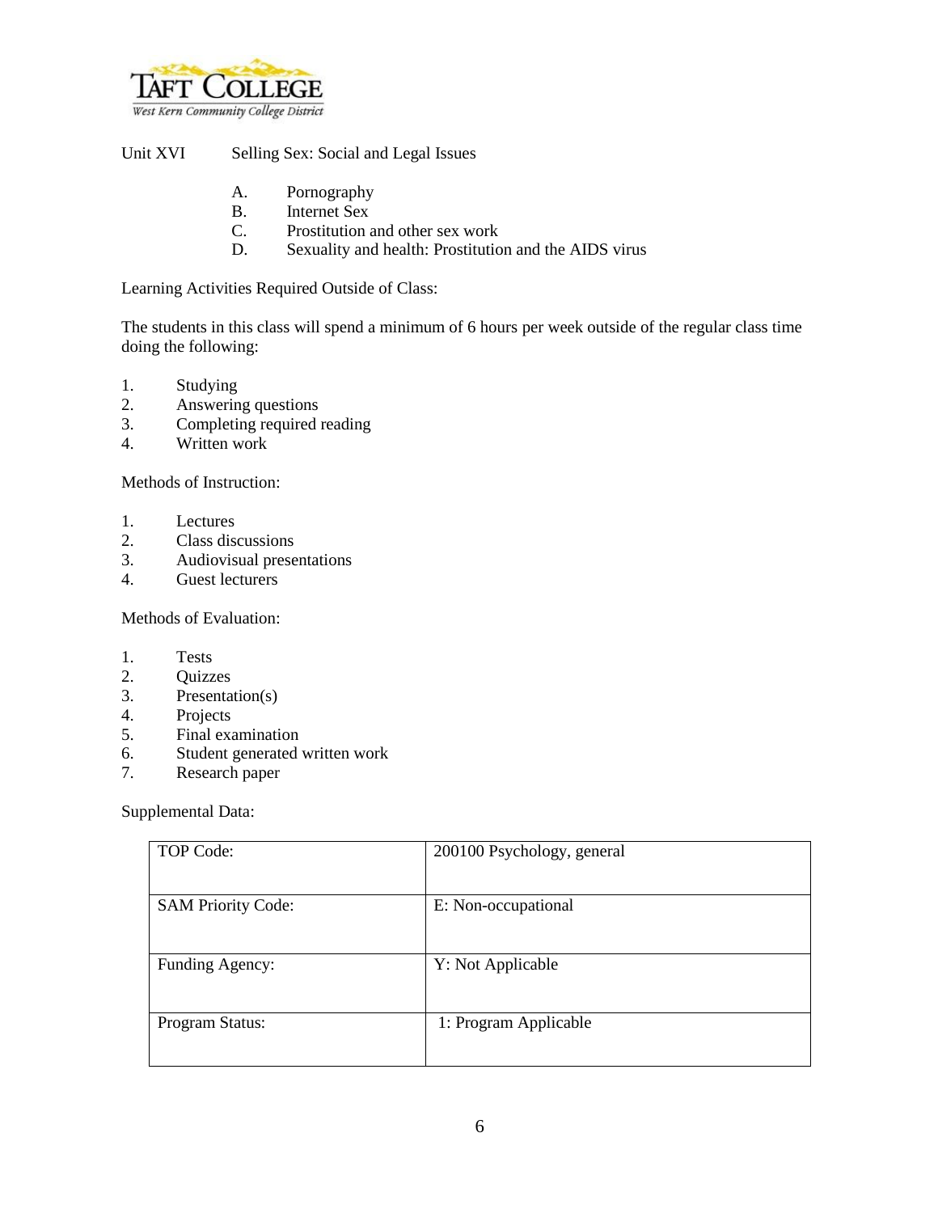Unit XVI Selling Sex: Social and Legal Issues

A. Pornography
B. Internet Sex
C. Prostitution and other sex work
D. Sexuality and health: Prostitution and the AIDS virus

Learning Activities Required Outside of Class:

The students in this class will spend a minimum of 6 hours per week outside of the regular class time doing the following:

1. Studying
2. Answering questions
3. Completing required reading
4. Written work

Methods of Instruction:

1. Lectures
2. Class discussions
3. Audiovisual presentations
4. Guest lecturers

Methods of Evaluation:

1. Tests
2. Quizzes
3. Presentation(s)
4. Projects
5. Final examination
6. Student generated written work
7. Research paper

Supplemental Data:

| | |
|---|---|
| TOP Code: | 200100 Psychology, general |
| SAM Priority Code: | E: Non-occupational |
| Funding Agency: | Y: Not Applicable |
| Program Status: | 1: Program Applicable |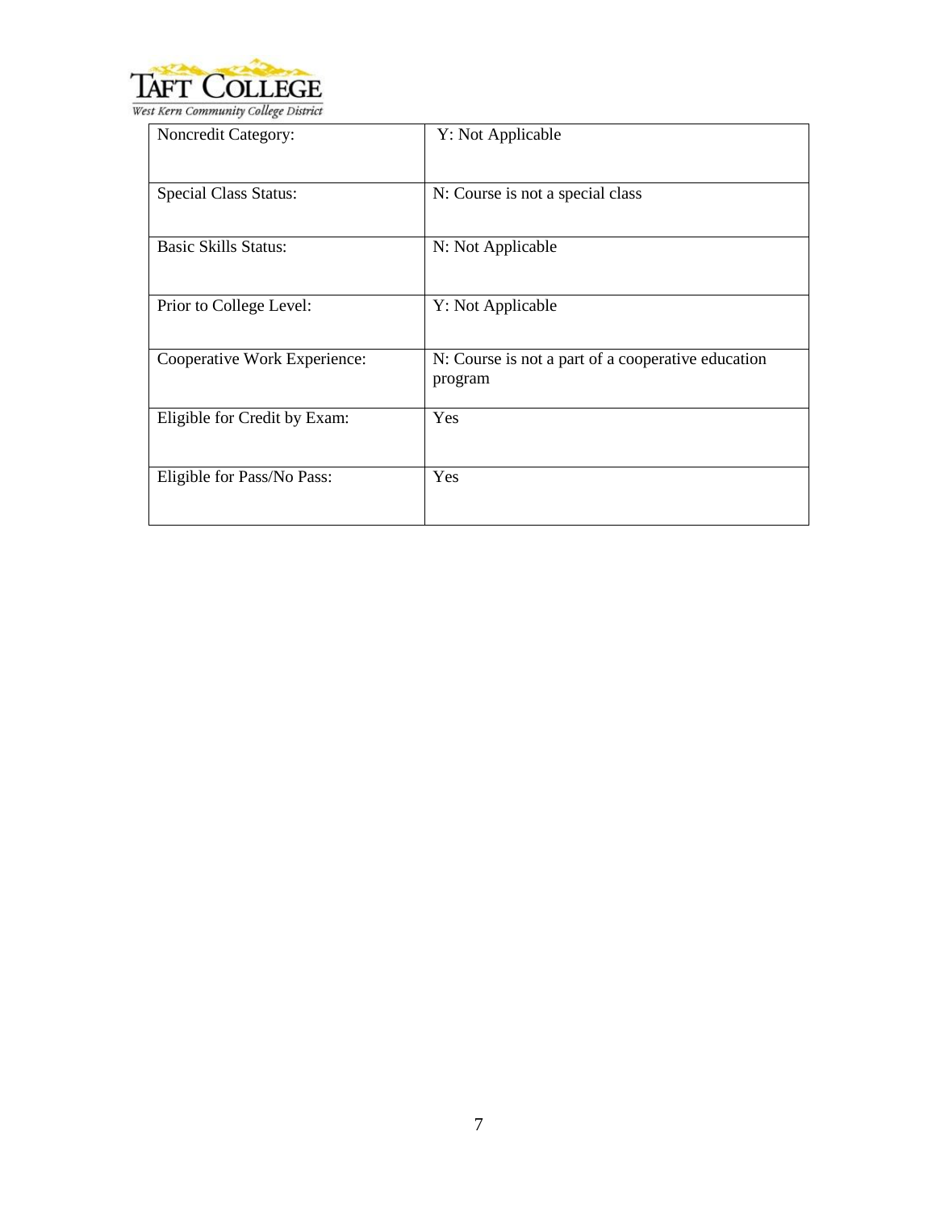| | |
|---|---|
| Noncredit Category: | Y: Not Applicable |
| Special Class Status: | N: Course is not a special class |
| Basic Skills Status: | N: Not Applicable |
| Prior to College Level: | Y: Not Applicable |
| Cooperative Work Experience: | N: Course is not a part of a cooperative education program |
| Eligible for Credit by Exam: | Yes |
| Eligible for Pass/No Pass: | Yes |